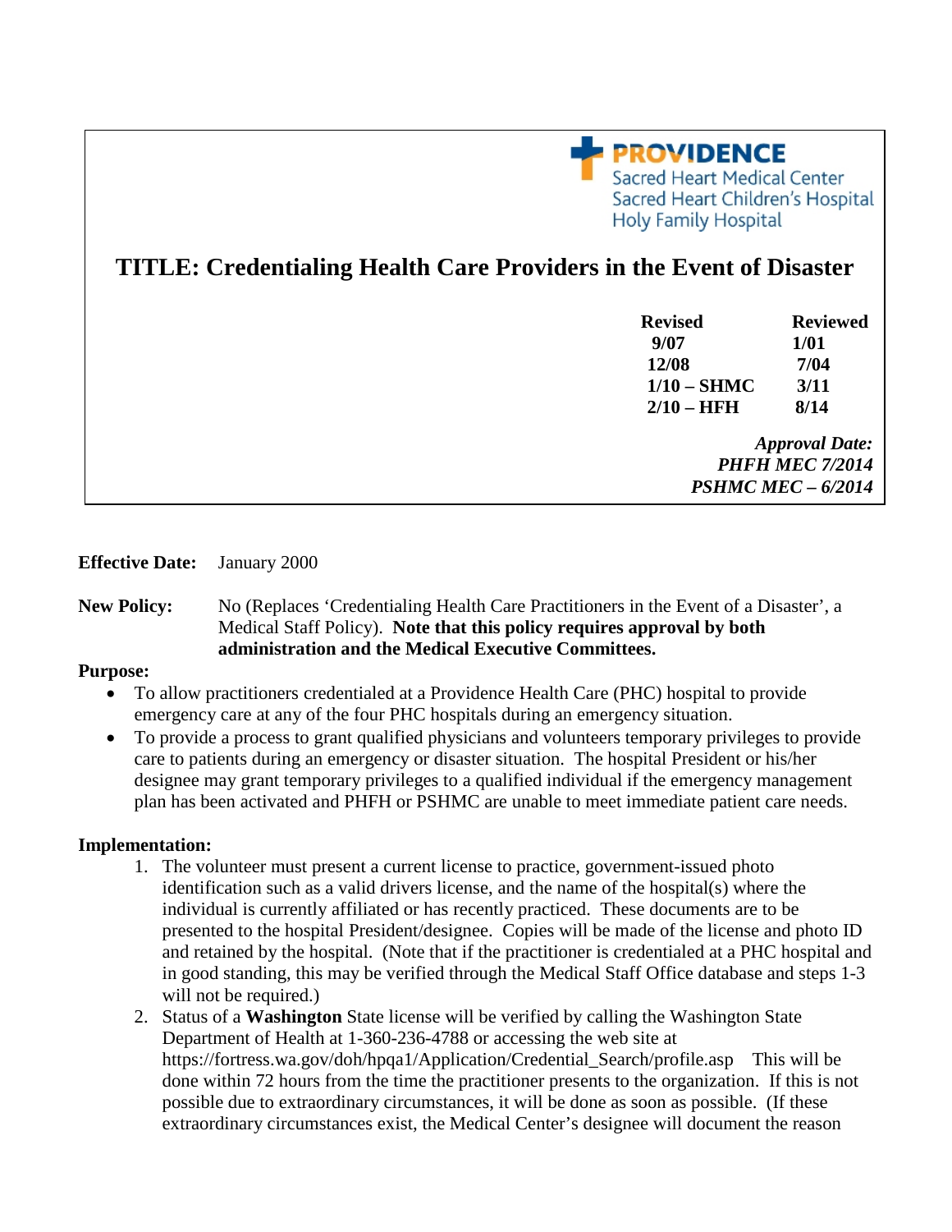**PROVIDENCE**
Sacred Heart Medical Center
Sacred Heart Children's Hospital
Holy Family Hospital

# TITLE: Credentialing Health Care Providers in the Event of Disaster

| Revised | Reviewed |
| --- | --- |
| 9/07 | 1/01 |
| 12/08 | 7/04 |
| 1/10 – SHMC | 3/11 |
| 2/10 – HFH | 8/14 |

***Approval Date:***
***PHFH MEC 7/2014***
***PSHMC MEC – 6/2014***

**Effective Date:** January 2000

**New Policy:** No (Replaces 'Credentialing Health Care Practitioners in the Event of a Disaster', a Medical Staff Policy). **Note that this policy requires approval by both administration and the Medical Executive Committees.**

**Purpose:**

- To allow practitioners credentialed at a Providence Health Care (PHC) hospital to provide emergency care at any of the four PHC hospitals during an emergency situation.
- To provide a process to grant qualified physicians and volunteers temporary privileges to provide care to patients during an emergency or disaster situation. The hospital President or his/her designee may grant temporary privileges to a qualified individual if the emergency management plan has been activated and PHFH or PSHMC are unable to meet immediate patient care needs.

**Implementation:**

1. The volunteer must present a current license to practice, government-issued photo identification such as a valid drivers license, and the name of the hospital(s) where the individual is currently affiliated or has recently practiced. These documents are to be presented to the hospital President/designee. Copies will be made of the license and photo ID and retained by the hospital. (Note that if the practitioner is credentialed at a PHC hospital and in good standing, this may be verified through the Medical Staff Office database and steps 1-3 will not be required.)
2. Status of a **Washington** State license will be verified by calling the Washington State Department of Health at 1-360-236-4788 or accessing the web site at https://fortress.wa.gov/doh/hpqa1/Application/Credential_Search/profile.asp This will be done within 72 hours from the time the practitioner presents to the organization. If this is not possible due to extraordinary circumstances, it will be done as soon as possible. (If these extraordinary circumstances exist, the Medical Center's designee will document the reason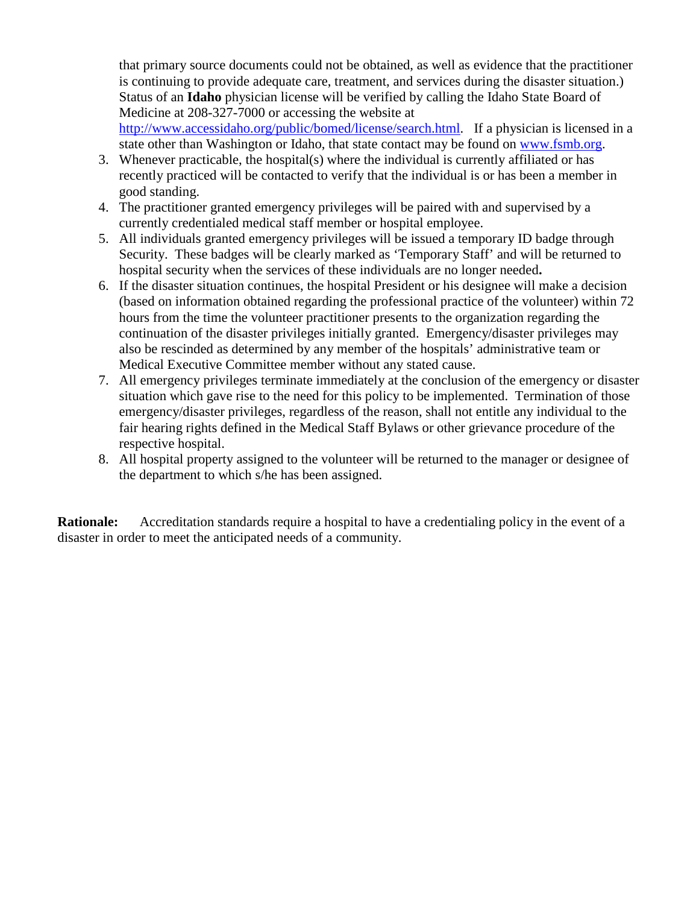that primary source documents could not be obtained, as well as evidence that the practitioner is continuing to provide adequate care, treatment, and services during the disaster situation.) Status of an **Idaho** physician license will be verified by calling the Idaho State Board of Medicine at 208-327-7000 or accessing the website at http://www.accessidaho.org/public/bomed/license/search.html. If a physician is licensed in a state other than Washington or Idaho, that state contact may be found on www.fsmb.org.

3. Whenever practicable, the hospital(s) where the individual is currently affiliated or has recently practiced will be contacted to verify that the individual is or has been a member in good standing.
4. The practitioner granted emergency privileges will be paired with and supervised by a currently credentialed medical staff member or hospital employee.
5. All individuals granted emergency privileges will be issued a temporary ID badge through Security. These badges will be clearly marked as 'Temporary Staff' and will be returned to hospital security when the services of these individuals are no longer needed**.**
6. If the disaster situation continues, the hospital President or his designee will make a decision (based on information obtained regarding the professional practice of the volunteer) within 72 hours from the time the volunteer practitioner presents to the organization regarding the continuation of the disaster privileges initially granted. Emergency/disaster privileges may also be rescinded as determined by any member of the hospitals' administrative team or Medical Executive Committee member without any stated cause.
7. All emergency privileges terminate immediately at the conclusion of the emergency or disaster situation which gave rise to the need for this policy to be implemented. Termination of those emergency/disaster privileges, regardless of the reason, shall not entitle any individual to the fair hearing rights defined in the Medical Staff Bylaws or other grievance procedure of the respective hospital.
8. All hospital property assigned to the volunteer will be returned to the manager or designee of the department to which s/he has been assigned.

**Rationale:** Accreditation standards require a hospital to have a credentialing policy in the event of a disaster in order to meet the anticipated needs of a community.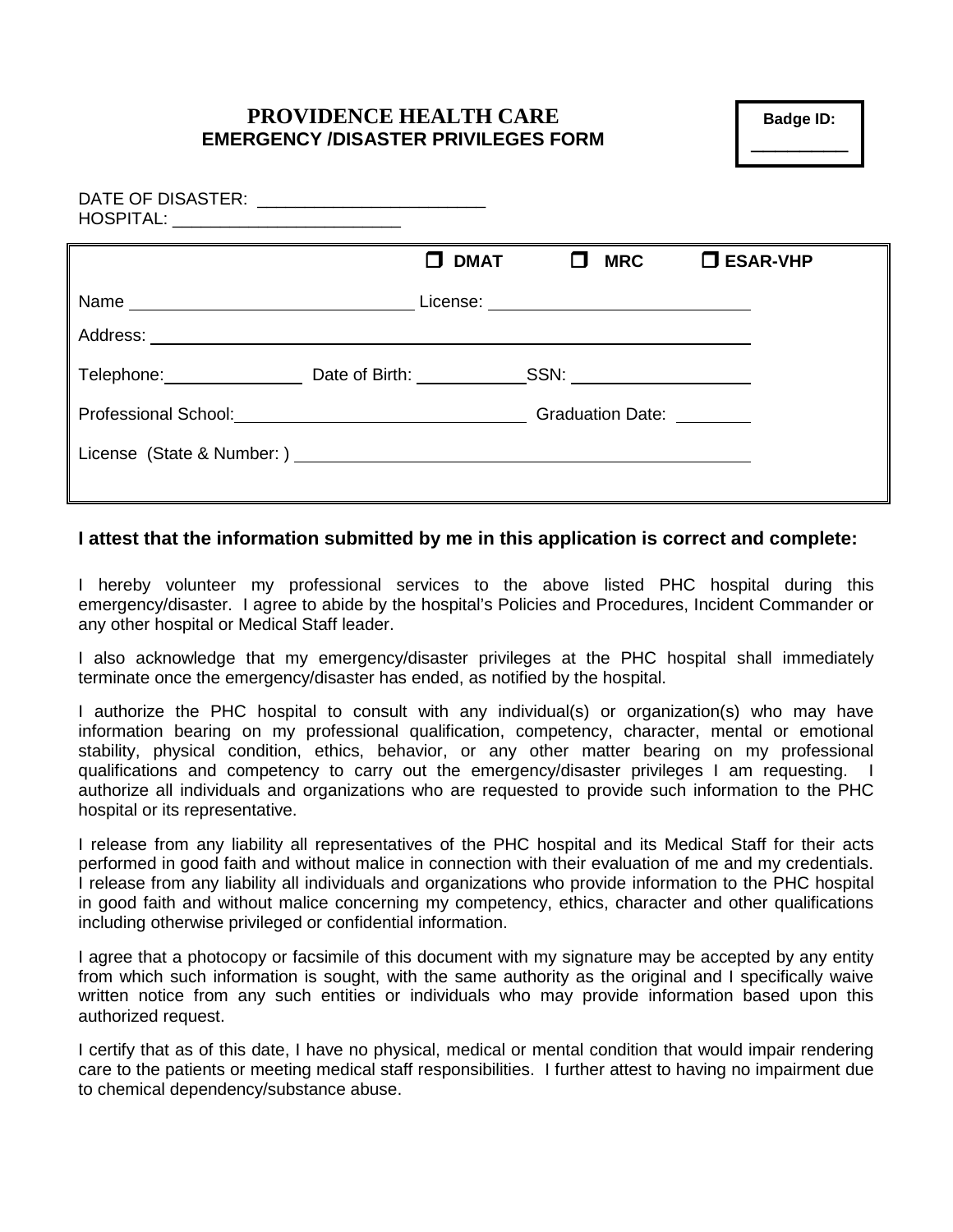# PROVIDENCE HEALTH CARE
## EMERGENCY /DISASTER PRIVILEGES FORM

**Badge ID:** __________

DATE OF DISASTER: ________________________
HOSPITAL: ________________________

☐ **DMAT** ☐ **MRC** ☐ **ESAR-VHP**

Name ______________________________ License: ___________________________

Address: ______________________________________________________________

Telephone: _______________ Date of Birth: ____________ SSN: ____________________

Professional School: _______________________________ Graduation Date: ________

License (State & Number: ) ________________________________________________

**I attest that the information submitted by me in this application is correct and complete:**

I hereby volunteer my professional services to the above listed PHC hospital during this emergency/disaster. I agree to abide by the hospital's Policies and Procedures, Incident Commander or any other hospital or Medical Staff leader.

I also acknowledge that my emergency/disaster privileges at the PHC hospital shall immediately terminate once the emergency/disaster has ended, as notified by the hospital.

I authorize the PHC hospital to consult with any individual(s) or organization(s) who may have information bearing on my professional qualification, competency, character, mental or emotional stability, physical condition, ethics, behavior, or any other matter bearing on my professional qualifications and competency to carry out the emergency/disaster privileges I am requesting. I authorize all individuals and organizations who are requested to provide such information to the PHC hospital or its representative.

I release from any liability all representatives of the PHC hospital and its Medical Staff for their acts performed in good faith and without malice in connection with their evaluation of me and my credentials. I release from any liability all individuals and organizations who provide information to the PHC hospital in good faith and without malice concerning my competency, ethics, character and other qualifications including otherwise privileged or confidential information.

I agree that a photocopy or facsimile of this document with my signature may be accepted by any entity from which such information is sought, with the same authority as the original and I specifically waive written notice from any such entities or individuals who may provide information based upon this authorized request.

I certify that as of this date, I have no physical, medical or mental condition that would impair rendering care to the patients or meeting medical staff responsibilities. I further attest to having no impairment due to chemical dependency/substance abuse.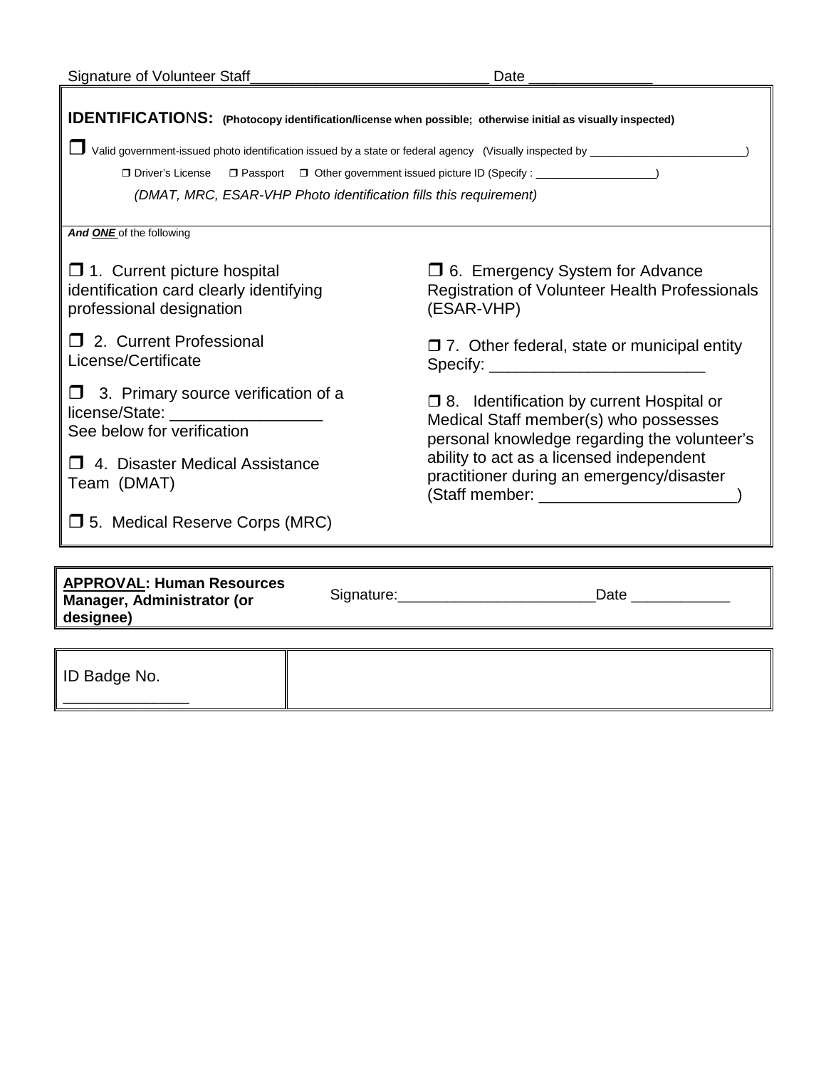Signature of Volunteer Staff____________________________ Date _______________

**IDENTIFICATIONS:** **(Photocopy identification/license when possible; otherwise initial as visually inspected)**

❒ Valid government-issued photo identification issued by a state or federal agency (Visually inspected by _________________________)

❒ Driver's License ❒ Passport ❒ Other government issued picture ID (Specify : ___________________)

*(DMAT, MRC, ESAR-VHP Photo identification fills this requirement)*

***And ONE*** of the following

❒ 1. Current picture hospital identification card clearly identifying professional designation

❒ 2. Current Professional License/Certificate

❒ 3. Primary source verification of a license/State: _________________ See below for verification

❒ 4. Disaster Medical Assistance Team (DMAT)

❒ 5. Medical Reserve Corps (MRC)

❒ 6. Emergency System for Advance Registration of Volunteer Health Professionals (ESAR-VHP)

❒ 7. Other federal, state or municipal entity Specify: ________________________

❒ 8. Identification by current Hospital or Medical Staff member(s) who possesses personal knowledge regarding the volunteer's ability to act as a licensed independent practitioner during an emergency/disaster (Staff member: ______________________)

| | |
|---|---|
| **APPROVAL: Human Resources Manager, Administrator (or designee)** | Signature:_______________________Date ____________ |

| | |
|---|---|
| ID Badge No. _____________ | |